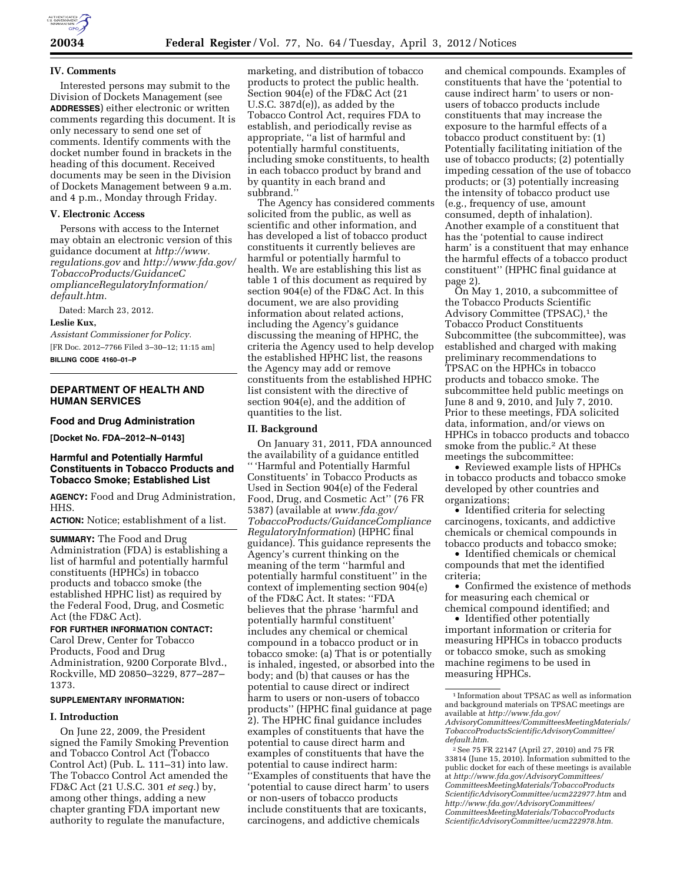## IV. Comments

Interested persons may submit to the Division of Dockets Management (see **ADDRESSES**) either electronic or written comments regarding this document. It is only necessary to send one set of comments. Identify comments with the docket number found in brackets in the heading of this document. Received documents may be seen in the Division of Dockets Management between 9 a.m. and 4 p.m., Monday through Friday.

## V. Electronic Access

Persons with access to the Internet may obtain an electronic version of this guidance document at *http://www.regulations.gov* and *http://www.fda.gov/TobaccoProducts/GuidanceComplianceRegulatoryInformation/default.htm.*

Dated: March 23, 2012.

**Leslie Kux,**

*Assistant Commissioner for Policy.*

[FR Doc. 2012–7766 Filed 3–30–12; 11:15 am]

**BILLING CODE 4160–01–P**

---

# DEPARTMENT OF HEALTH AND HUMAN SERVICES

## Food and Drug Administration

**[Docket No. FDA–2012–N–0143]**

## Harmful and Potentially Harmful Constituents in Tobacco Products and Tobacco Smoke; Established List

**AGENCY:** Food and Drug Administration, HHS.

**ACTION:** Notice; establishment of a list.

**SUMMARY:** The Food and Drug Administration (FDA) is establishing a list of harmful and potentially harmful constituents (HPHCs) in tobacco products and tobacco smoke (the established HPHC list) as required by the Federal Food, Drug, and Cosmetic Act (the FD&C Act).

**FOR FURTHER INFORMATION CONTACT:** Carol Drew, Center for Tobacco Products, Food and Drug Administration, 9200 Corporate Blvd., Rockville, MD 20850–3229, 877–287–1373.

**SUPPLEMENTARY INFORMATION:**

## I. Introduction

On June 22, 2009, the President signed the Family Smoking Prevention and Tobacco Control Act (Tobacco Control Act) (Pub. L. 111–31) into law. The Tobacco Control Act amended the FD&C Act (21 U.S.C. 301 *et seq.*) by, among other things, adding a new chapter granting FDA important new authority to regulate the manufacture, marketing, and distribution of tobacco products to protect the public health. Section 904(e) of the FD&C Act (21 U.S.C. 387d(e)), as added by the Tobacco Control Act, requires FDA to establish, and periodically revise as appropriate, ''a list of harmful and potentially harmful constituents, including smoke constituents, to health in each tobacco product by brand and by quantity in each brand and subbrand.''

The Agency has considered comments solicited from the public, as well as scientific and other information, and has developed a list of tobacco product constituents it currently believes are harmful or potentially harmful to health. We are establishing this list as table 1 of this document as required by section 904(e) of the FD&C Act. In this document, we are also providing information about related actions, including the Agency's guidance discussing the meaning of HPHC, the criteria the Agency used to help develop the established HPHC list, the reasons the Agency may add or remove constituents from the established HPHC list consistent with the directive of section 904(e), and the addition of quantities to the list.

## II. Background

On January 31, 2011, FDA announced the availability of a guidance entitled '' 'Harmful and Potentially Harmful Constituents' in Tobacco Products as Used in Section 904(e) of the Federal Food, Drug, and Cosmetic Act'' (76 FR 5387) (available at *www.fda.gov/TobaccoProducts/GuidanceComplianceRegulatoryInformation*) (HPHC final guidance). This guidance represents the Agency's current thinking on the meaning of the term ''harmful and potentially harmful constituent'' in the context of implementing section 904(e) of the FD&C Act. It states: ''FDA believes that the phrase 'harmful and potentially harmful constituent' includes any chemical or chemical compound in a tobacco product or in tobacco smoke: (a) That is or potentially is inhaled, ingested, or absorbed into the body; and (b) that causes or has the potential to cause direct or indirect harm to users or non-users of tobacco products'' (HPHC final guidance at page 2). The HPHC final guidance includes examples of constituents that have the potential to cause direct harm and examples of constituents that have the potential to cause indirect harm: ''Examples of constituents that have the 'potential to cause direct harm' to users or non-users of tobacco products include constituents that are toxicants, carcinogens, and addictive chemicals and chemical compounds. Examples of constituents that have the 'potential to cause indirect harm' to users or non-users of tobacco products include constituents that may increase the exposure to the harmful effects of a tobacco product constituent by: (1) Potentially facilitating initiation of the use of tobacco products; (2) potentially impeding cessation of the use of tobacco products; or (3) potentially increasing the intensity of tobacco product use (e.g., frequency of use, amount consumed, depth of inhalation). Another example of a constituent that has the 'potential to cause indirect harm' is a constituent that may enhance the harmful effects of a tobacco product constituent'' (HPHC final guidance at page 2).

On May 1, 2010, a subcommittee of the Tobacco Products Scientific Advisory Committee (TPSAC),[1] the Tobacco Product Constituents Subcommittee (the subcommittee), was established and charged with making preliminary recommendations to TPSAC on the HPHCs in tobacco products and tobacco smoke. The subcommittee held public meetings on June 8 and 9, 2010, and July 7, 2010. Prior to these meetings, FDA solicited data, information, and/or views on HPHCs in tobacco products and tobacco smoke from the public.[2] At these meetings the subcommittee:

- Reviewed example lists of HPHCs in tobacco products and tobacco smoke developed by other countries and organizations;
- Identified criteria for selecting carcinogens, toxicants, and addictive chemicals or chemical compounds in tobacco products and tobacco smoke;
- Identified chemicals or chemical compounds that met the identified criteria;
- Confirmed the existence of methods for measuring each chemical or chemical compound identified; and
- Identified other potentially important information or criteria for measuring HPHCs in tobacco products or tobacco smoke, such as smoking machine regimens to be used in measuring HPHCs.

---

[1] Information about TPSAC as well as information and background materials on TPSAC meetings are available at *http://www.fda.gov/AdvisoryCommittees/CommitteesMeetingMaterials/TobaccoProductsScientificAdvisoryCommittee/default.htm*.

[2] See 75 FR 22147 (April 27, 2010) and 75 FR 33814 (June 15, 2010). Information submitted to the public docket for each of these meetings is available at *http://www.fda.gov/AdvisoryCommittees/CommitteesMeetingMaterials/TobaccoProductsScientificAdvisoryCommittee/ucm222977.htm* and *http://www.fda.gov/AdvisoryCommittees/CommitteesMeetingMaterials/TobaccoProductsScientificAdvisoryCommittee/ucm222978.htm*.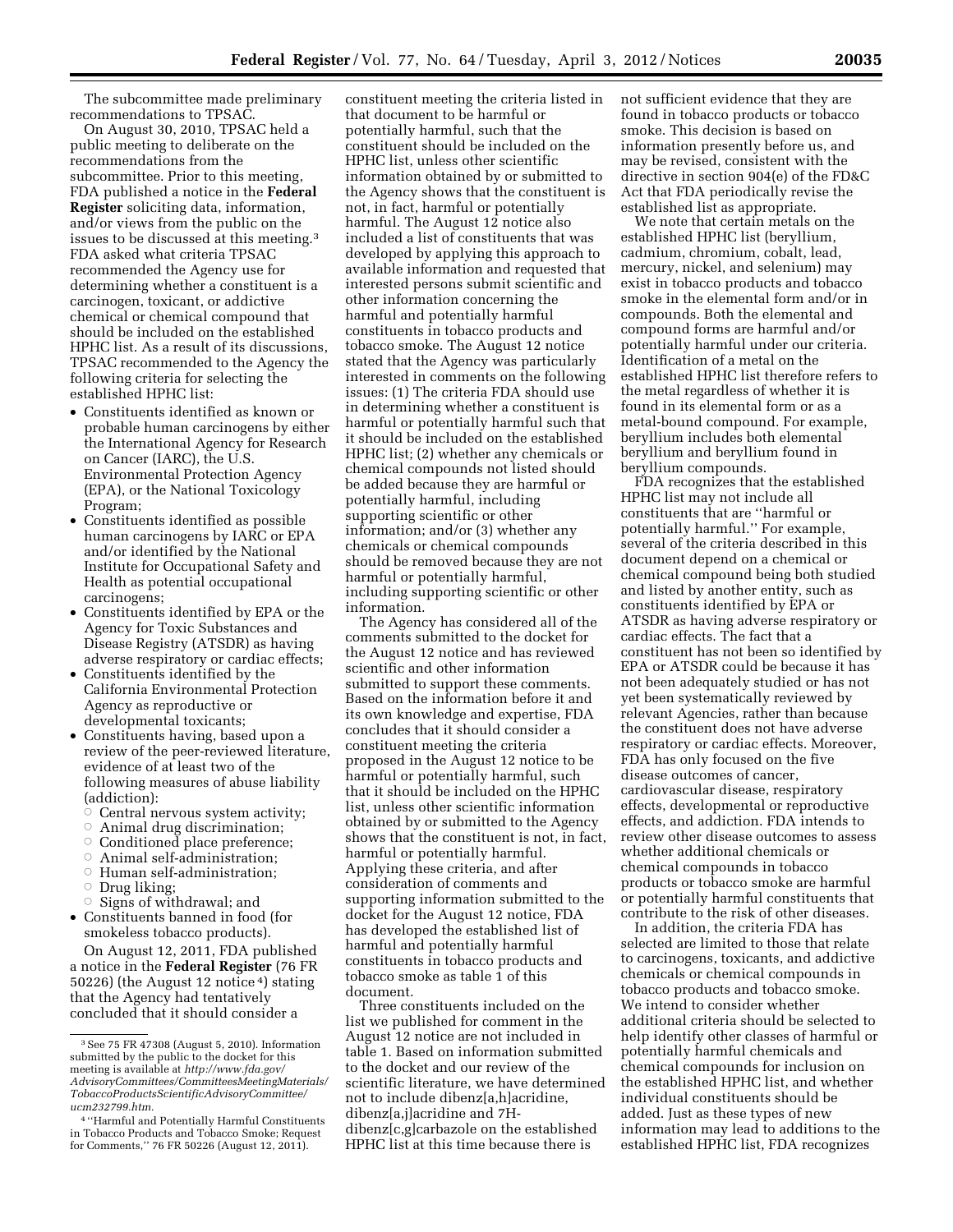The subcommittee made preliminary recommendations to TPSAC.

On August 30, 2010, TPSAC held a public meeting to deliberate on the recommendations from the subcommittee. Prior to this meeting, FDA published a notice in the **Federal Register** soliciting data, information, and/or views from the public on the issues to be discussed at this meeting.[3] FDA asked what criteria TPSAC recommended the Agency use for determining whether a constituent is a carcinogen, toxicant, or addictive chemical or chemical compound that should be included on the established HPHC list. As a result of its discussions, TPSAC recommended to the Agency the following criteria for selecting the established HPHC list:

- Constituents identified as known or probable human carcinogens by either the International Agency for Research on Cancer (IARC), the U.S. Environmental Protection Agency (EPA), or the National Toxicology Program;
- Constituents identified as possible human carcinogens by IARC or EPA and/or identified by the National Institute for Occupational Safety and Health as potential occupational carcinogens;
- Constituents identified by EPA or the Agency for Toxic Substances and Disease Registry (ATSDR) as having adverse respiratory or cardiac effects;
- Constituents identified by the California Environmental Protection Agency as reproductive or developmental toxicants;
- Constituents having, based upon a review of the peer-reviewed literature, evidence of at least two of the following measures of abuse liability (addiction):
  - Central nervous system activity;
  - Animal drug discrimination;
  - Conditioned place preference;
  - Animal self-administration;
  - Human self-administration;
  - Drug liking;
  - Signs of withdrawal; and
- Constituents banned in food (for smokeless tobacco products).

On August 12, 2011, FDA published a notice in the **Federal Register** (76 FR 50226) (the August 12 notice[4]) stating that the Agency had tentatively concluded that it should consider a constituent meeting the criteria listed in that document to be harmful or potentially harmful, such that the constituent should be included on the HPHC list, unless other scientific information obtained by or submitted to the Agency shows that the constituent is not, in fact, harmful or potentially harmful. The August 12 notice also included a list of constituents that was developed by applying this approach to available information and requested that interested persons submit scientific and other information concerning the harmful and potentially harmful constituents in tobacco products and tobacco smoke. The August 12 notice stated that the Agency was particularly interested in comments on the following issues: (1) The criteria FDA should use in determining whether a constituent is harmful or potentially harmful such that it should be included on the established HPHC list; (2) whether any chemicals or chemical compounds not listed should be added because they are harmful or potentially harmful, including supporting scientific or other information; and/or (3) whether any chemicals or chemical compounds should be removed because they are not harmful or potentially harmful, including supporting scientific or other information.

The Agency has considered all of the comments submitted to the docket for the August 12 notice and has reviewed scientific and other information submitted to support these comments. Based on the information before it and its own knowledge and expertise, FDA concludes that it should consider a constituent meeting the criteria proposed in the August 12 notice to be harmful or potentially harmful, such that it should be included on the HPHC list, unless other scientific information obtained by or submitted to the Agency shows that the constituent is not, in fact, harmful or potentially harmful. Applying these criteria, and after consideration of comments and supporting information submitted to the docket for the August 12 notice, FDA has developed the established list of harmful and potentially harmful constituents in tobacco products and tobacco smoke as table 1 of this document.

Three constituents included on the list we published for comment in the August 12 notice are not included in table 1. Based on information submitted to the docket and our review of the scientific literature, we have determined not to include dibenz[a,h]acridine, dibenz[a,j]acridine and 7H-dibenz[c,g]carbazole on the established HPHC list at this time because there is not sufficient evidence that they are found in tobacco products or tobacco smoke. This decision is based on information presently before us, and may be revised, consistent with the directive in section 904(e) of the FD&C Act that FDA periodically revise the established list as appropriate.

We note that certain metals on the established HPHC list (beryllium, cadmium, chromium, cobalt, lead, mercury, nickel, and selenium) may exist in tobacco products and tobacco smoke in the elemental form and/or in compounds. Both the elemental and compound forms are harmful and/or potentially harmful under our criteria. Identification of a metal on the established HPHC list therefore refers to the metal regardless of whether it is found in its elemental form or as a metal-bound compound. For example, beryllium includes both elemental beryllium and beryllium found in beryllium compounds.

FDA recognizes that the established HPHC list may not include all constituents that are "harmful or potentially harmful." For example, several of the criteria described in this document depend on a chemical or chemical compound being both studied and listed by another entity, such as constituents identified by EPA or ATSDR as having adverse respiratory or cardiac effects. The fact that a constituent has not been so identified by EPA or ATSDR could be because it has not been adequately studied or has not yet been systematically reviewed by relevant Agencies, rather than because the constituent does not have adverse respiratory or cardiac effects. Moreover, FDA has only focused on the five disease outcomes of cancer, cardiovascular disease, respiratory effects, developmental or reproductive effects, and addiction. FDA intends to review other disease outcomes to assess whether additional chemicals or chemical compounds in tobacco products or tobacco smoke are harmful or potentially harmful constituents that contribute to the risk of other diseases.

In addition, the criteria FDA has selected are limited to those that relate to carcinogens, toxicants, and addictive chemicals or chemical compounds in tobacco products and tobacco smoke. We intend to consider whether additional criteria should be selected to help identify other classes of harmful or potentially harmful chemicals and chemical compounds for inclusion on the established HPHC list, and whether individual constituents should be added. Just as these types of new information may lead to additions to the established HPHC list, FDA recognizes

[3] See 75 FR 47308 (August 5, 2010). Information submitted by the public to the docket for this meeting is available at *http://www.fda.gov/AdvisoryCommittees/CommitteesMeetingMaterials/TobaccoProductsScientificAdvisoryCommittee/ucm232799.htm.*

[4] "Harmful and Potentially Harmful Constituents in Tobacco Products and Tobacco Smoke; Request for Comments," 76 FR 50226 (August 12, 2011).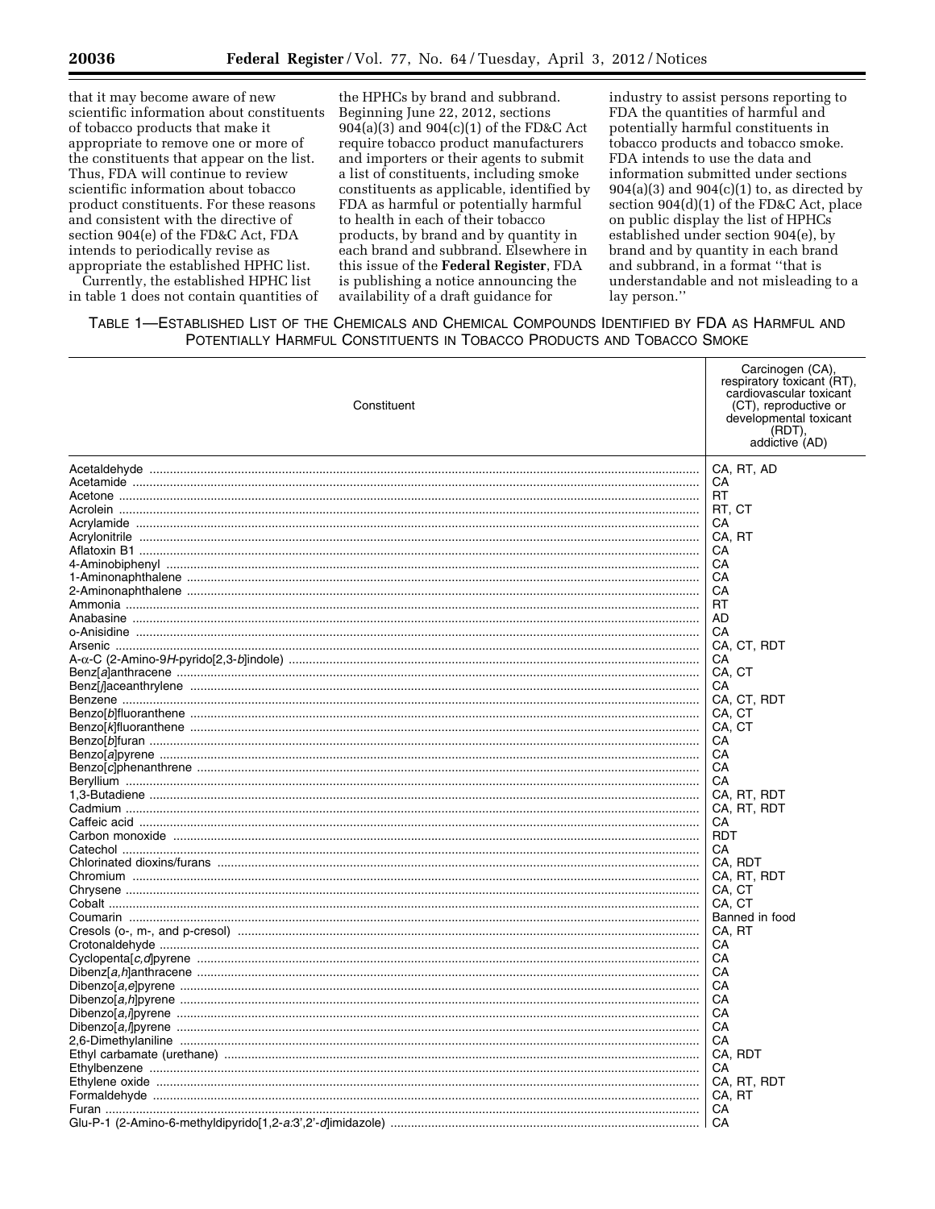that it may become aware of new scientific information about constituents of tobacco products that make it appropriate to remove one or more of the constituents that appear on the list. Thus, FDA will continue to review scientific information about tobacco product constituents. For these reasons and consistent with the directive of section 904(e) of the FD&C Act, FDA intends to periodically revise as appropriate the established HPHC list.

Currently, the established HPHC list in table 1 does not contain quantities of the HPHCs by brand and subbrand. Beginning June 22, 2012, sections 904(a)(3) and 904(c)(1) of the FD&C Act require tobacco product manufacturers and importers or their agents to submit a list of constituents, including smoke constituents as applicable, identified by FDA as harmful or potentially harmful to health in each of their tobacco products, by brand and by quantity in each brand and subbrand. Elsewhere in this issue of the **Federal Register**, FDA is publishing a notice announcing the availability of a draft guidance for industry to assist persons reporting to FDA the quantities of harmful and potentially harmful constituents in tobacco products and tobacco smoke. FDA intends to use the data and information submitted under sections 904(a)(3) and 904(c)(1) to, as directed by section 904(d)(1) of the FD&C Act, place on public display the list of HPHCs established under section 904(e), by brand and by quantity in each brand and subbrand, in a format "that is understandable and not misleading to a lay person."

TABLE 1—ESTABLISHED LIST OF THE CHEMICALS AND CHEMICAL COMPOUNDS IDENTIFIED BY FDA AS HARMFUL AND POTENTIALLY HARMFUL CONSTITUENTS IN TOBACCO PRODUCTS AND TOBACCO SMOKE

| Constituent | Carcinogen (CA), respiratory toxicant (RT), cardiovascular toxicant (CT), reproductive or developmental toxicant (RDT), addictive (AD) |
|---|---|
| Acetaldehyde | CA, RT, AD |
| Acetamide | CA |
| Acetone | RT |
| Acrolein | RT, CT |
| Acrylamide | CA |
| Acrylonitrile | CA, RT |
| Aflatoxin B1 | CA |
| 4-Aminobiphenyl | CA |
| 1-Aminonaphthalene | CA |
| 2-Aminonaphthalene | CA |
| Ammonia | RT |
| Anabasine | AD |
| o-Anisidine | CA |
| Arsenic | CA, CT, RDT |
| A-α-C (2-Amino-9*H*-pyrido[2,3-*b*]indole) | CA |
| Benz[*a*]anthracene | CA, CT |
| Benz[*j*]aceanthrylene | CA |
| Benzene | CA, CT, RDT |
| Benzo[*b*]fluoranthene | CA, CT |
| Benzo[*k*]fluoranthene | CA, CT |
| Benzo[*b*]furan | CA |
| Benzo[*a*]pyrene | CA |
| Benzo[*c*]phenanthrene | CA |
| Beryllium | CA |
| 1,3-Butadiene | CA, RT, RDT |
| Cadmium | CA, RT, RDT |
| Caffeic acid | CA |
| Carbon monoxide | RDT |
| Catechol | CA |
| Chlorinated dioxins/furans | CA, RDT |
| Chromium | CA, RT, RDT |
| Chrysene | CA, CT |
| Cobalt | CA, CT |
| Coumarin | Banned in food |
| Cresols (o-, m-, and p-cresol) | CA, RT |
| Crotonaldehyde | CA |
| Cyclopenta[*c,d*]pyrene | CA |
| Dibenz[*a,h*]anthracene | CA |
| Dibenzo[*a,e*]pyrene | CA |
| Dibenzo[*a,h*]pyrene | CA |
| Dibenzo[*a,i*]pyrene | CA |
| Dibenzo[*a,l*]pyrene | CA |
| 2,6-Dimethylaniline | CA |
| Ethyl carbamate (urethane) | CA, RDT |
| Ethylbenzene | CA |
| Ethylene oxide | CA, RT, RDT |
| Formaldehyde | CA, RT |
| Furan | CA |
| Glu-P-1 (2-Amino-6-methyldipyrido[1,2-*a*:3′,2′-*d*]imidazole) | CA |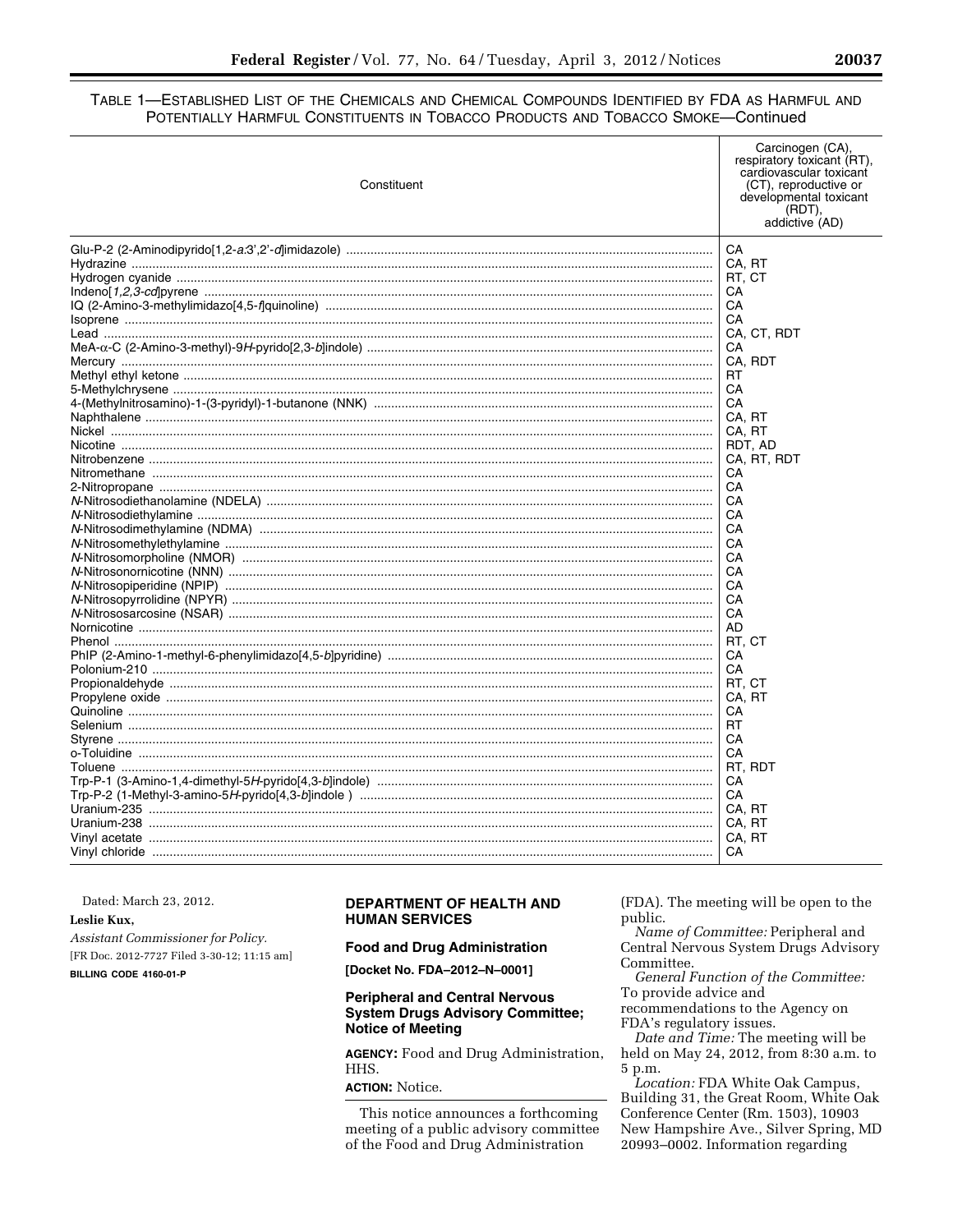TABLE 1—ESTABLISHED LIST OF THE CHEMICALS AND CHEMICAL COMPOUNDS IDENTIFIED BY FDA AS HARMFUL AND POTENTIALLY HARMFUL CONSTITUENTS IN TOBACCO PRODUCTS AND TOBACCO SMOKE—Continued

| Constituent | Carcinogen (CA), respiratory toxicant (RT), cardiovascular toxicant (CT), reproductive or developmental toxicant (RDT), addictive (AD) |
|---|---|
| Glu-P-2 (2-Aminodipyrido[1,2-*a*:3′,2′-*d*]imidazole) | CA |
| Hydrazine | CA, RT |
| Hydrogen cyanide | RT, CT |
| Indeno[*1,2,3-cd*]pyrene | CA |
| IQ (2-Amino-3-methylimidazo[4,5-*f*]quinoline) | CA |
| Isoprene | CA |
| Lead | CA, CT, RDT |
| MeA-α-C (2-Amino-3-methyl)-9*H*-pyrido[2,3-*b*]indole) | CA |
| Mercury | CA, RDT |
| Methyl ethyl ketone | RT |
| 5-Methylchrysene | CA |
| 4-(Methylnitrosamino)-1-(3-pyridyl)-1-butanone (NNK) | CA |
| Naphthalene | CA, RT |
| Nickel | CA, RT |
| Nicotine | RDT, AD |
| Nitrobenzene | CA, RT, RDT |
| Nitromethane | CA |
| 2-Nitropropane | CA |
| *N*-Nitrosodiethanolamine (NDELA) | CA |
| *N*-Nitrosodiethylamine | CA |
| *N*-Nitrosodimethylamine (NDMA) | CA |
| *N*-Nitrosomethylethylamine | CA |
| *N*-Nitrosomorpholine (NMOR) | CA |
| *N*-Nitrosonornicotine (NNN) | CA |
| *N*-Nitrosopiperidine (NPIP) | CA |
| *N*-Nitrosopyrrolidine (NPYR) | CA |
| *N*-Nitrososarcosine (NSAR) | CA |
| Nornicotine | AD |
| Phenol | RT, CT |
| PhIP (2-Amino-1-methyl-6-phenylimidazo[4,5-*b*]pyridine) | CA |
| Polonium-210 | CA |
| Propionaldehyde | RT, CT |
| Propylene oxide | CA, RT |
| Quinoline | CA |
| Selenium | RT |
| Styrene | CA |
| o-Toluidine | CA |
| Toluene | RT, RDT |
| Trp-P-1 (3-Amino-1,4-dimethyl-5*H*-pyrido[4,3-*b*]indole) | CA |
| Trp-P-2 (1-Methyl-3-amino-5*H*-pyrido[4,3-*b*]indole ) | CA |
| Uranium-235 | CA, RT |
| Uranium-238 | CA, RT |
| Vinyl acetate | CA, RT |
| Vinyl chloride | CA |

Dated: March 23, 2012.

**Leslie Kux,**

*Assistant Commissioner for Policy.*

[FR Doc. 2012-7727 Filed 3-30-12; 11:15 am]

**BILLING CODE 4160-01-P**

## DEPARTMENT OF HEALTH AND HUMAN SERVICES

### Food and Drug Administration

**[Docket No. FDA–2012–N–0001]**

### Peripheral and Central Nervous System Drugs Advisory Committee; Notice of Meeting

**AGENCY:** Food and Drug Administration, HHS.

**ACTION:** Notice.

This notice announces a forthcoming meeting of a public advisory committee of the Food and Drug Administration (FDA). The meeting will be open to the public.

*Name of Committee:* Peripheral and Central Nervous System Drugs Advisory Committee.

*General Function of the Committee:* To provide advice and recommendations to the Agency on FDA's regulatory issues.

*Date and Time:* The meeting will be held on May 24, 2012, from 8:30 a.m. to 5 p.m.

*Location:* FDA White Oak Campus, Building 31, the Great Room, White Oak Conference Center (Rm. 1503), 10903 New Hampshire Ave., Silver Spring, MD 20993–0002. Information regarding